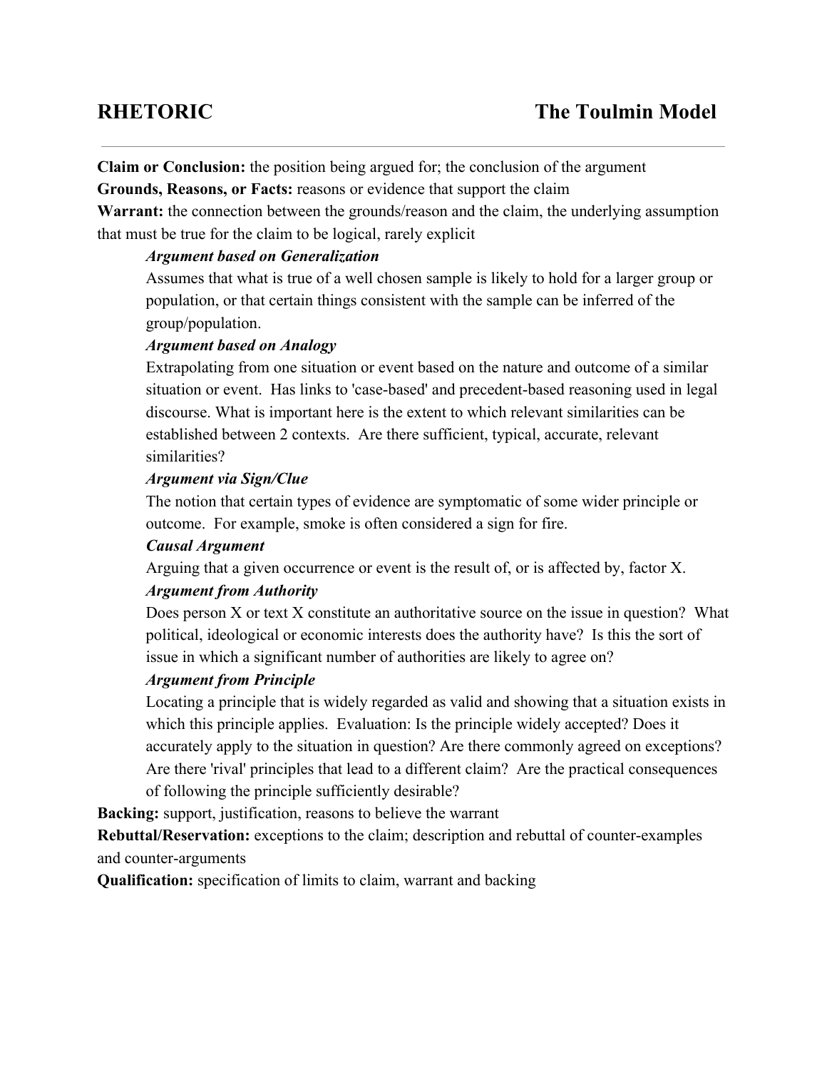# RHETORIC — The Toulmin Model

**Claim or Conclusion:** the position being argued for; the conclusion of the argument

**Grounds, Reasons, or Facts:** reasons or evidence that support the claim

**Warrant:** the connection between the grounds/reason and the claim, the underlying assumption that must be true for the claim to be logical, rarely explicit

> ***Argument based on Generalization***
>
> Assumes that what is true of a well chosen sample is likely to hold for a larger group or population, or that certain things consistent with the sample can be inferred of the group/population.
>
> ***Argument based on Analogy***
>
> Extrapolating from one situation or event based on the nature and outcome of a similar situation or event. Has links to 'case-based' and precedent-based reasoning used in legal discourse. What is important here is the extent to which relevant similarities can be established between 2 contexts. Are there sufficient, typical, accurate, relevant similarities?
>
> ***Argument via Sign/Clue***
>
> The notion that certain types of evidence are symptomatic of some wider principle or outcome. For example, smoke is often considered a sign for fire.
>
> ***Causal Argument***
>
> Arguing that a given occurrence or event is the result of, or is affected by, factor X.
>
> ***Argument from Authority***
>
> Does person X or text X constitute an authoritative source on the issue in question? What political, ideological or economic interests does the authority have? Is this the sort of issue in which a significant number of authorities are likely to agree on?
>
> ***Argument from Principle***
>
> Locating a principle that is widely regarded as valid and showing that a situation exists in which this principle applies. Evaluation: Is the principle widely accepted? Does it accurately apply to the situation in question? Are there commonly agreed on exceptions? Are there 'rival' principles that lead to a different claim? Are the practical consequences of following the principle sufficiently desirable?

**Backing:** support, justification, reasons to believe the warrant

**Rebuttal/Reservation:** exceptions to the claim; description and rebuttal of counter-examples and counter-arguments

**Qualification:** specification of limits to claim, warrant and backing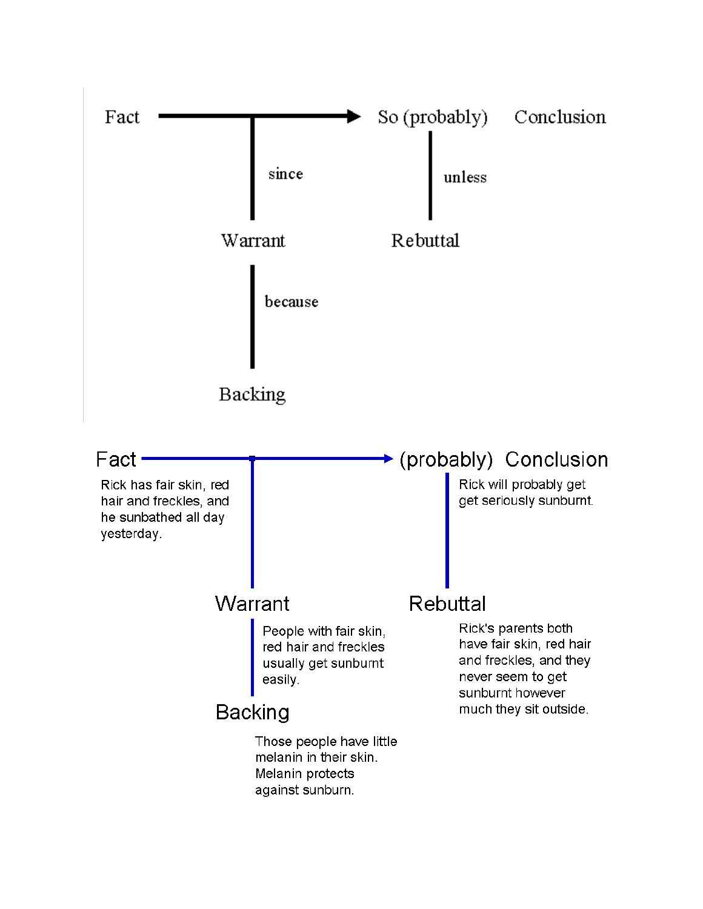Fact

So (probably)

Conclusion

since

unless

Warrant

Rebuttal

because

Backing

Fact

Rick has fair skin, red hair and freckles, and he sunbathed all day yesterday.

(probably) Conclusion

Rick will probably get get seriously sunburnt.

Warrant

People with fair skin, red hair and freckles usually get sunburnt easily.

Rebuttal

Rick's parents both have fair skin, red hair and freckles, and they never seem to get sunburnt however much they sit outside.

Backing

Those people have little melanin in their skin. Melanin protects against sunburn.